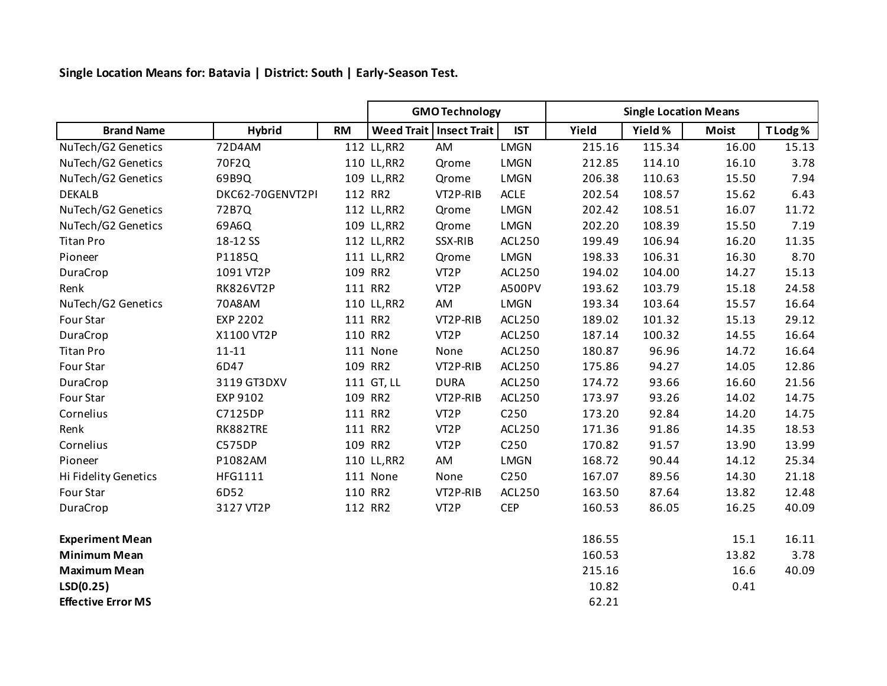**Single Location Means for: Batavia | District: South | Early-Season Test.**

| | | | GMO Technology | | | Single Location Means | | | |
|---|---|---|---|---|---|---|---|---|---|
| **Brand Name** | **Hybrid** | **RM** | **Weed Trait** | **Insect Trait** | **IST** | **Yield** | **Yield %** | **Moist** | **T Lodg %** |
| NuTech/G2 Genetics | 72D4AM | 112 | LL,RR2 | AM | LMGN | 215.16 | 115.34 | 16.00 | 15.13 |
| NuTech/G2 Genetics | 70F2Q | 110 | LL,RR2 | Qrome | LMGN | 212.85 | 114.10 | 16.10 | 3.78 |
| NuTech/G2 Genetics | 69B9Q | 109 | LL,RR2 | Qrome | LMGN | 206.38 | 110.63 | 15.50 | 7.94 |
| DEKALB | DKC62-70GENVT2PI | 112 | RR2 | VT2P-RIB | ACLE | 202.54 | 108.57 | 15.62 | 6.43 |
| NuTech/G2 Genetics | 72B7Q | 112 | LL,RR2 | Qrome | LMGN | 202.42 | 108.51 | 16.07 | 11.72 |
| NuTech/G2 Genetics | 69A6Q | 109 | LL,RR2 | Qrome | LMGN | 202.20 | 108.39 | 15.50 | 7.19 |
| Titan Pro | 18-12 SS | 112 | LL,RR2 | SSX-RIB | ACL250 | 199.49 | 106.94 | 16.20 | 11.35 |
| Pioneer | P1185Q | 111 | LL,RR2 | Qrome | LMGN | 198.33 | 106.31 | 16.30 | 8.70 |
| DuraCrop | 1091 VT2P | 109 | RR2 | VT2P | ACL250 | 194.02 | 104.00 | 14.27 | 15.13 |
| Renk | RK826VT2P | 111 | RR2 | VT2P | A500PV | 193.62 | 103.79 | 15.18 | 24.58 |
| NuTech/G2 Genetics | 70A8AM | 110 | LL,RR2 | AM | LMGN | 193.34 | 103.64 | 15.57 | 16.64 |
| Four Star | EXP 2202 | 111 | RR2 | VT2P-RIB | ACL250 | 189.02 | 101.32 | 15.13 | 29.12 |
| DuraCrop | X1100 VT2P | 110 | RR2 | VT2P | ACL250 | 187.14 | 100.32 | 14.55 | 16.64 |
| Titan Pro | 11-11 | 111 | None | None | ACL250 | 180.87 | 96.96 | 14.72 | 16.64 |
| Four Star | 6D47 | 109 | RR2 | VT2P-RIB | ACL250 | 175.86 | 94.27 | 14.05 | 12.86 |
| DuraCrop | 3119 GT3DXV | 111 | GT, LL | DURA | ACL250 | 174.72 | 93.66 | 16.60 | 21.56 |
| Four Star | EXP 9102 | 109 | RR2 | VT2P-RIB | ACL250 | 173.97 | 93.26 | 14.02 | 14.75 |
| Cornelius | C7125DP | 111 | RR2 | VT2P | C250 | 173.20 | 92.84 | 14.20 | 14.75 |
| Renk | RK882TRE | 111 | RR2 | VT2P | ACL250 | 171.36 | 91.86 | 14.35 | 18.53 |
| Cornelius | C575DP | 109 | RR2 | VT2P | C250 | 170.82 | 91.57 | 13.90 | 13.99 |
| Pioneer | P1082AM | 110 | LL,RR2 | AM | LMGN | 168.72 | 90.44 | 14.12 | 25.34 |
| Hi Fidelity Genetics | HFG1111 | 111 | None | None | C250 | 167.07 | 89.56 | 14.30 | 21.18 |
| Four Star | 6D52 | 110 | RR2 | VT2P-RIB | ACL250 | 163.50 | 87.64 | 13.82 | 12.48 |
| DuraCrop | 3127 VT2P | 112 | RR2 | VT2P | CEP | 160.53 | 86.05 | 16.25 | 40.09 |
| | | | | | | | | | |
| **Experiment Mean** | | | | | | 186.55 | | 15.1 | 16.11 |
| **Minimum Mean** | | | | | | 160.53 | | 13.82 | 3.78 |
| **Maximum Mean** | | | | | | 215.16 | | 16.6 | 40.09 |
| **LSD(0.25)** | | | | | | 10.82 | | 0.41 | |
| **Effective Error MS** | | | | | | 62.21 | | | |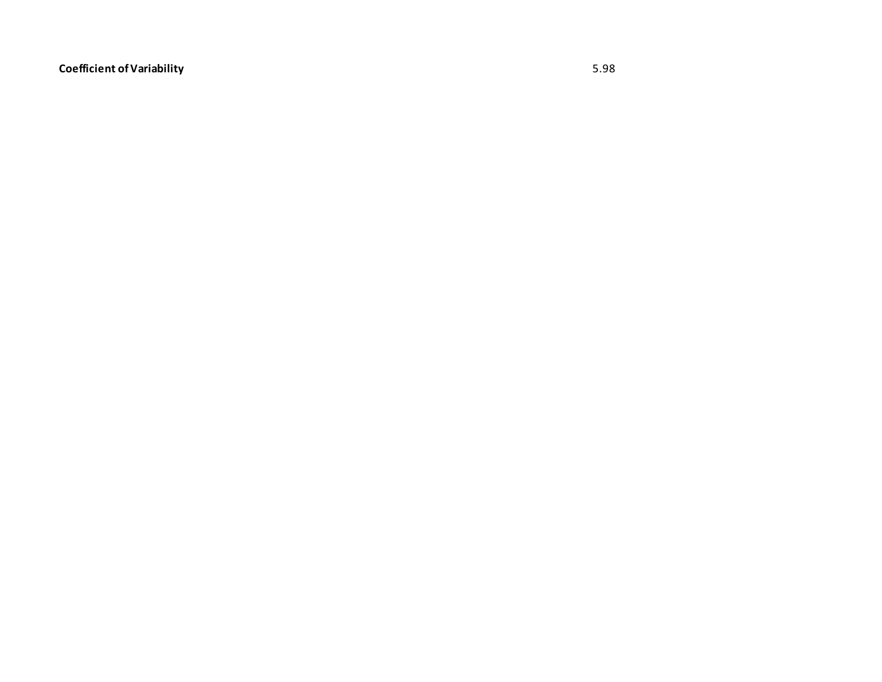| | |
|---|---|
| **Coefficient of Variability** | 5.98 |